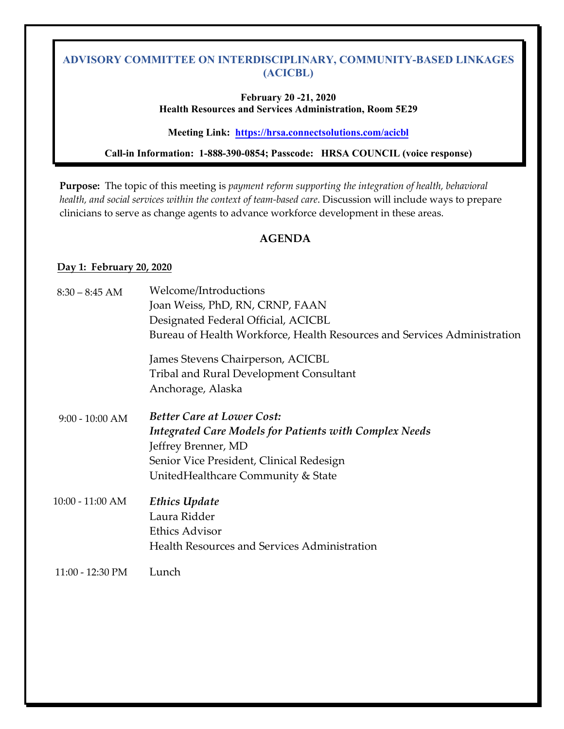# ADVISORY COMMITTEE ON INTERDISCIPLINARY, COMMUNITY-BASED LINKAGES (ACICBL)

**February 20 -21, 2020**
**Health Resources and Services Administration, Room 5E29**

**Meeting Link: [https://hrsa.connectsolutions.com/acicbl](https://hrsa.connectsolutions.com/acicbl)**

**Call-in Information: 1-888-390-0854; Passcode: HRSA COUNCIL (voice response)**

**Purpose:** The topic of this meeting is *payment reform supporting the integration of health, behavioral health, and social services within the context of team-based care*. Discussion will include ways to prepare clinicians to serve as change agents to advance workforce development in these areas.

## AGENDA

**Day 1: February 20, 2020**

| | |
|---|---|
| 8:30 – 8:45 AM | Welcome/Introductions<br>Joan Weiss, PhD, RN, CRNP, FAAN<br>Designated Federal Official, ACICBL<br>Bureau of Health Workforce, Health Resources and Services Administration<br><br>James Stevens Chairperson, ACICBL<br>Tribal and Rural Development Consultant<br>Anchorage, Alaska |
| 9:00 - 10:00 AM | ***Better Care at Lower Cost:***<br>***Integrated Care Models for Patients with Complex Needs***<br>Jeffrey Brenner, MD<br>Senior Vice President, Clinical Redesign<br>UnitedHealthcare Community & State |
| 10:00 - 11:00 AM | ***Ethics Update***<br>Laura Ridder<br>Ethics Advisor<br>Health Resources and Services Administration |
| 11:00 - 12:30 PM | Lunch |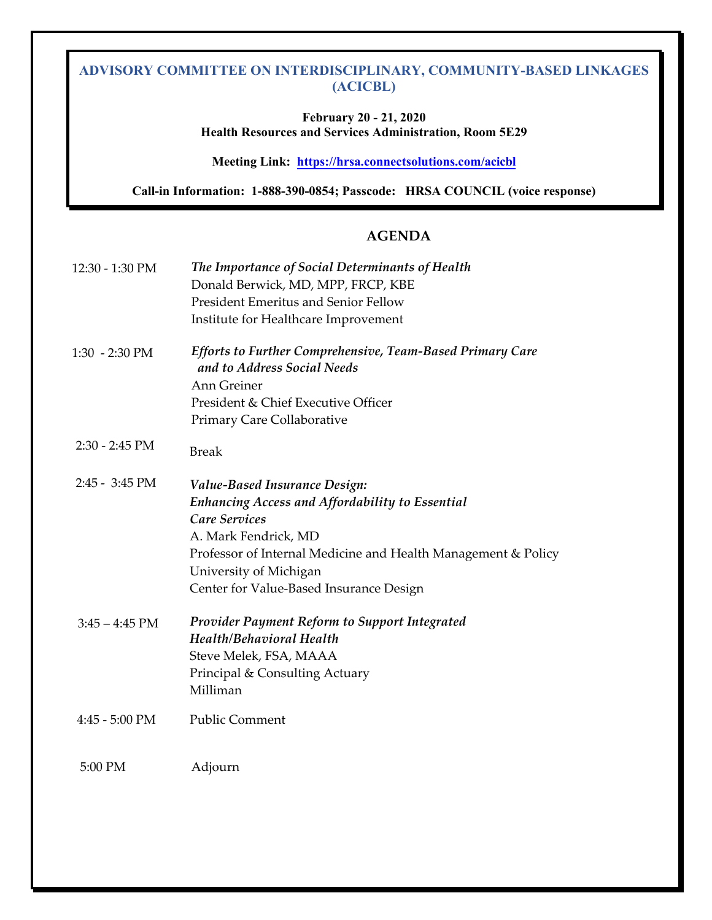## ADVISORY COMMITTEE ON INTERDISCIPLINARY, COMMUNITY-BASED LINKAGES (ACICBL)

**February 20 - 21, 2020**
**Health Resources and Services Administration, Room 5E29**

**Meeting Link: [https://hrsa.connectsolutions.com/acicbl](https://hrsa.connectsolutions.com/acicbl)**

**Call-in Information: 1-888-390-0854; Passcode: HRSA COUNCIL (voice response)**

### AGENDA

| | |
|---|---|
| 12:30 - 1:30 PM | ***The Importance of Social Determinants of Health***<br>Donald Berwick, MD, MPP, FRCP, KBE<br>President Emeritus and Senior Fellow<br>Institute for Healthcare Improvement |
| 1:30 - 2:30 PM | ***Efforts to Further Comprehensive, Team-Based Primary Care and to Address Social Needs***<br>Ann Greiner<br>President & Chief Executive Officer<br>Primary Care Collaborative |
| 2:30 - 2:45 PM | Break |
| 2:45 - 3:45 PM | ***Value-Based Insurance Design: Enhancing Access and Affordability to Essential Care Services***<br>A. Mark Fendrick, MD<br>Professor of Internal Medicine and Health Management & Policy<br>University of Michigan<br>Center for Value-Based Insurance Design |
| 3:45 – 4:45 PM | ***Provider Payment Reform to Support Integrated Health/Behavioral Health***<br>Steve Melek, FSA, MAAA<br>Principal & Consulting Actuary<br>Milliman |
| 4:45 - 5:00 PM | Public Comment |
| 5:00 PM | Adjourn |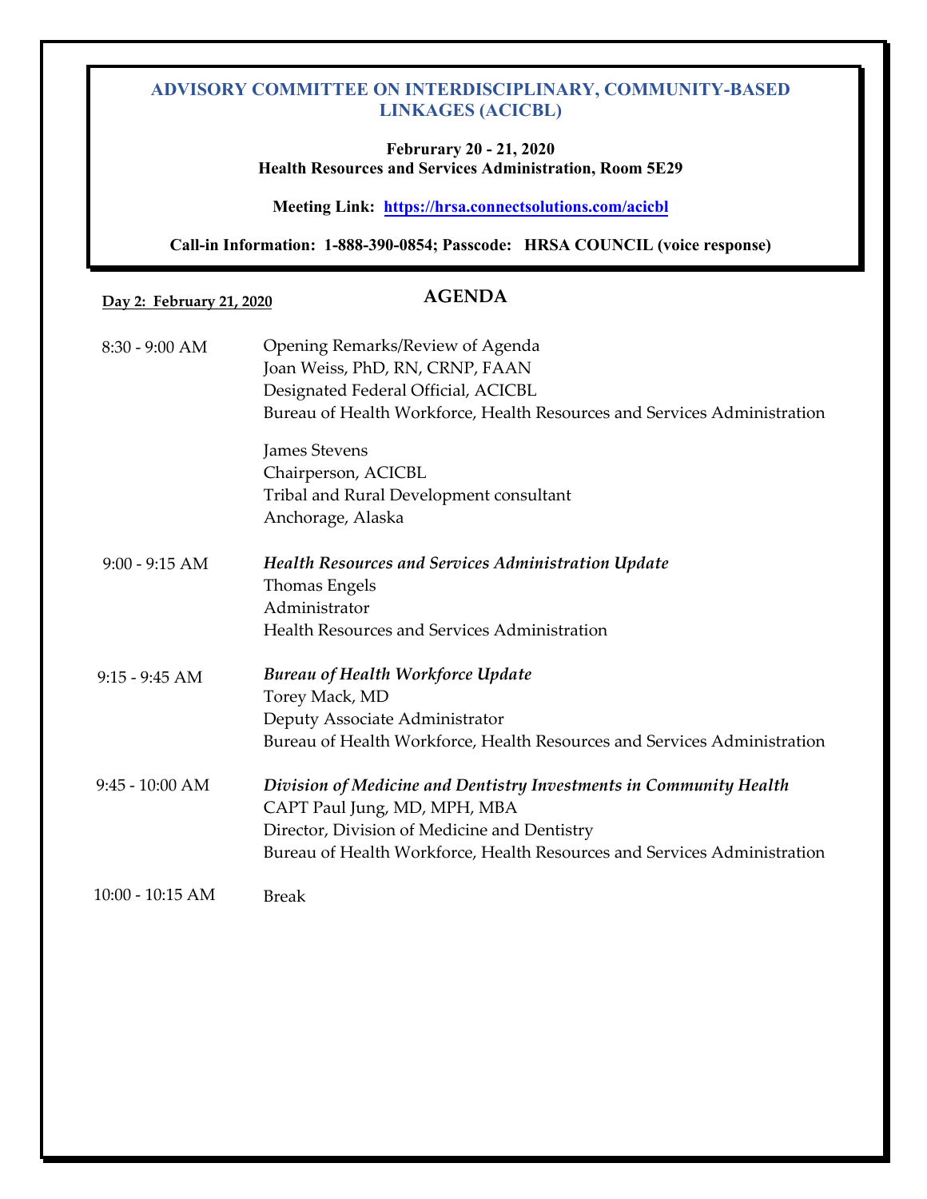## ADVISORY COMMITTEE ON INTERDISCIPLINARY, COMMUNITY-BASED LINKAGES (ACICBL)

**Februrary 20 - 21, 2020**
**Health Resources and Services Administration, Room 5E29**

**Meeting Link: [https://hrsa.connectsolutions.com/acicbl](https://hrsa.connectsolutions.com/acicbl)**

**Call-in Information: 1-888-390-0854; Passcode: HRSA COUNCIL (voice response)**

**Day 2: February 21, 2020**

### AGENDA

| | |
|---|---|
| 8:30 - 9:00 AM | Opening Remarks/Review of Agenda<br>Joan Weiss, PhD, RN, CRNP, FAAN<br>Designated Federal Official, ACICBL<br>Bureau of Health Workforce, Health Resources and Services Administration<br><br>James Stevens<br>Chairperson, ACICBL<br>Tribal and Rural Development consultant<br>Anchorage, Alaska |
| 9:00 - 9:15 AM | ***Health Resources and Services Administration Update***<br>Thomas Engels<br>Administrator<br>Health Resources and Services Administration |
| 9:15 - 9:45 AM | ***Bureau of Health Workforce Update***<br>Torey Mack, MD<br>Deputy Associate Administrator<br>Bureau of Health Workforce, Health Resources and Services Administration |
| 9:45 - 10:00 AM | ***Division of Medicine and Dentistry Investments in Community Health***<br>CAPT Paul Jung, MD, MPH, MBA<br>Director, Division of Medicine and Dentistry<br>Bureau of Health Workforce, Health Resources and Services Administration |
| 10:00 - 10:15 AM | Break |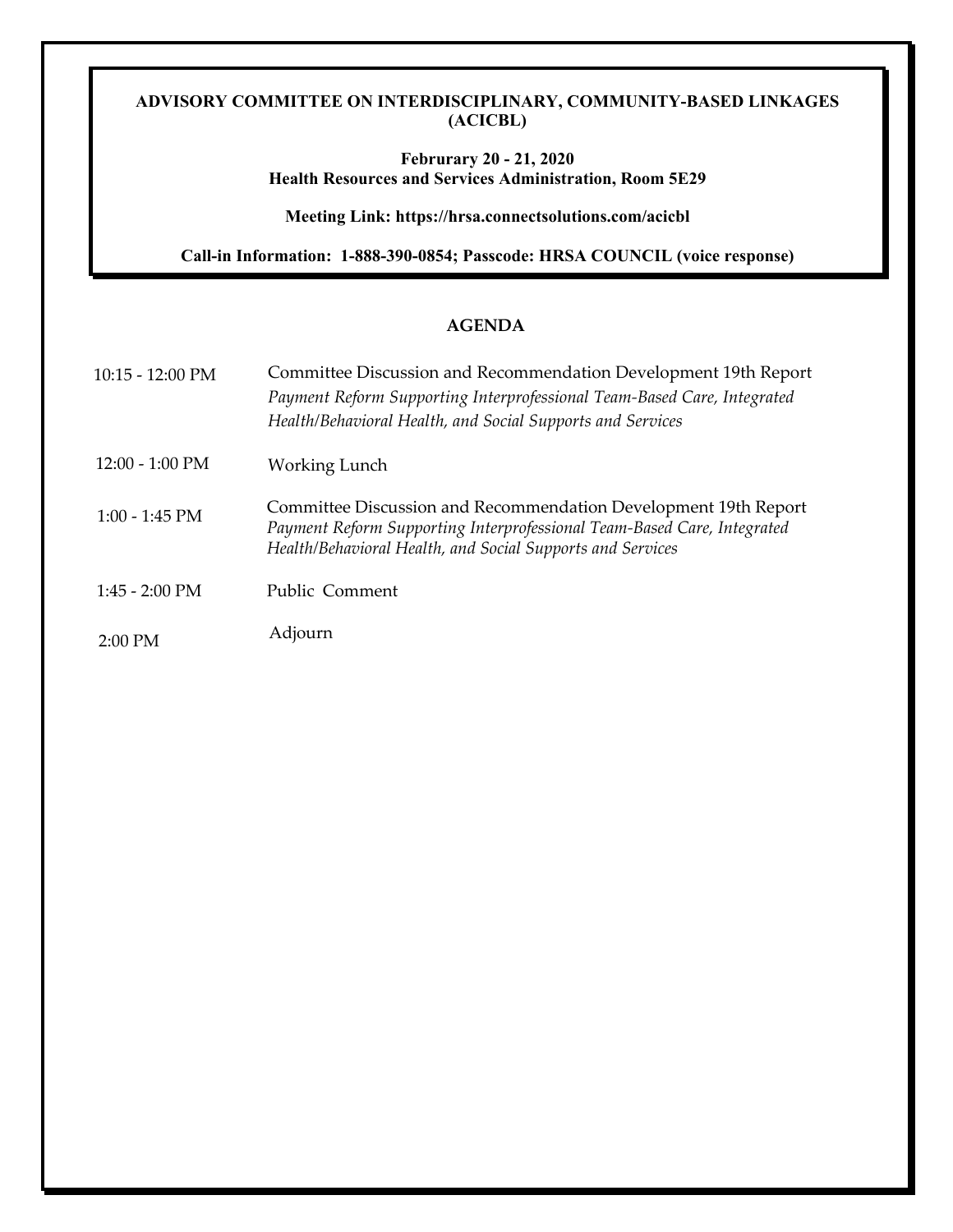**ADVISORY COMMITTEE ON INTERDISCIPLINARY, COMMUNITY-BASED LINKAGES (ACICBL)**

**Februrary 20 - 21, 2020**
**Health Resources and Services Administration, Room 5E29**

**Meeting Link: https://hrsa.connectsolutions.com/acicbl**

**Call-in Information: 1-888-390-0854; Passcode: HRSA COUNCIL (voice response)**

## AGENDA

| | |
|---|---|
| 10:15 - 12:00 PM | Committee Discussion and Recommendation Development 19th Report<br>*Payment Reform Supporting Interprofessional Team-Based Care, Integrated Health/Behavioral Health, and Social Supports and Services* |
| 12:00 - 1:00 PM | Working Lunch |
| 1:00 - 1:45 PM | Committee Discussion and Recommendation Development 19th Report<br>*Payment Reform Supporting Interprofessional Team-Based Care, Integrated Health/Behavioral Health, and Social Supports and Services* |
| 1:45 - 2:00 PM | Public Comment |
| 2:00 PM | Adjourn |